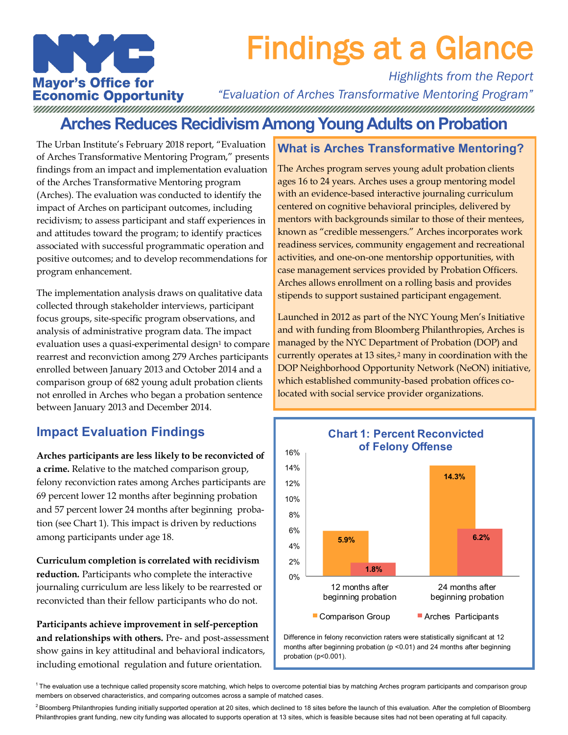# Findings at a Glance

*Highlights from the Report*

*"Evaluation of Arches Transformative Mentoring Program"*

**Mayor's Office for Economic Opportunity**

## Arches Reduces Recidivism Among Young Adults on Probation

The Urban Institute's February 2018 report, "Evaluation of Arches Transformative Mentoring Program," presents findings from an impact and implementation evaluation of the Arches Transformative Mentoring program (Arches). The evaluation was conducted to identify the impact of Arches on participant outcomes, including recidivism; to assess participant and staff experiences in and attitudes toward the program; to identify practices associated with successful programmatic operation and positive outcomes; and to develop recommendations for program enhancement.

The implementation analysis draws on qualitative data collected through stakeholder interviews, participant focus groups, site-specific program observations, and analysis of administrative program data. The impact evaluation uses a quasi-experimental design[1] to compare rearrest and reconviction among 279 Arches participants enrolled between January 2013 and October 2014 and a comparison group of 682 young adult probation clients not enrolled in Arches who began a probation sentence between January 2013 and December 2014.

### What is Arches Transformative Mentoring?

The Arches program serves young adult probation clients ages 16 to 24 years. Arches uses a group mentoring model with an evidence-based interactive journaling curriculum centered on cognitive behavioral principles, delivered by mentors with backgrounds similar to those of their mentees, known as "credible messengers." Arches incorporates work readiness services, community engagement and recreational activities, and one-on-one mentorship opportunities, with case management services provided by Probation Officers. Arches allows enrollment on a rolling basis and provides stipends to support sustained participant engagement.

Launched in 2012 as part of the NYC Young Men's Initiative and with funding from Bloomberg Philanthropies, Arches is managed by the NYC Department of Probation (DOP) and currently operates at 13 sites,[2] many in coordination with the DOP Neighborhood Opportunity Network (NeON) initiative, which established community-based probation offices co-located with social service provider organizations.

## Impact Evaluation Findings

**Arches participants are less likely to be reconvicted of a crime.** Relative to the matched comparison group, felony reconviction rates among Arches participants are 69 percent lower 12 months after beginning probation and 57 percent lower 24 months after beginning probation (see Chart 1). This impact is driven by reductions among participants under age 18.

**Curriculum completion is correlated with recidivism reduction.** Participants who complete the interactive journaling curriculum are less likely to be rearrested or reconvicted than their fellow participants who do not.

**Participants achieve improvement in self-perception and relationships with others.** Pre- and post-assessment show gains in key attitudinal and behavioral indicators, including emotional regulation and future orientation.

**Chart 1: Percent Reconvicted of Felony Offense**

| | Comparison Group | Arches Participants |
|---|---|---|
| 12 months after beginning probation | 5.9% | 1.8% |
| 24 months after beginning probation | 14.3% | 6.2% |

Difference in felony reconviction raters were statistically significant at 12 months after beginning probation ($p < 0.01$) and 24 months after beginning probation ($p < 0.001$).

[1] The evaluation use a technique called propensity score matching, which helps to overcome potential bias by matching Arches program participants and comparison group members on observed characteristics, and comparing outcomes across a sample of matched cases.

[2] Bloomberg Philanthropies funding initially supported operation at 20 sites, which declined to 18 sites before the launch of this evaluation. After the completion of Bloomberg Philanthropies grant funding, new city funding was allocated to supports operation at 13 sites, which is feasible because sites had not been operating at full capacity.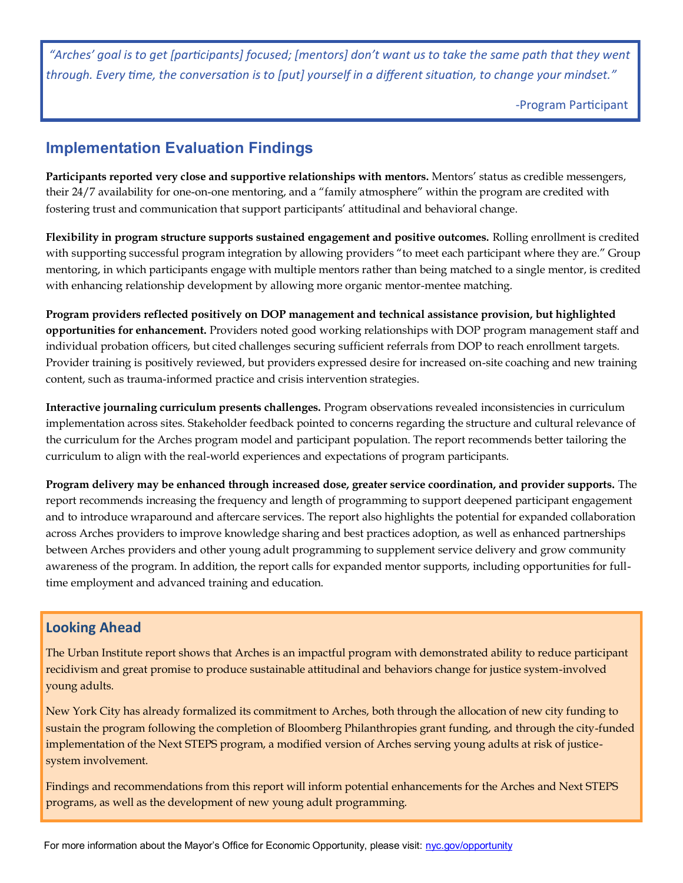> *"Arches' goal is to get [participants] focused; [mentors] don't want us to take the same path that they went through. Every time, the conversation is to [put] yourself in a different situation, to change your mindset."*
>
> -Program Participant

## Implementation Evaluation Findings

**Participants reported very close and supportive relationships with mentors.** Mentors' status as credible messengers, their 24/7 availability for one-on-one mentoring, and a "family atmosphere" within the program are credited with fostering trust and communication that support participants' attitudinal and behavioral change.

**Flexibility in program structure supports sustained engagement and positive outcomes.** Rolling enrollment is credited with supporting successful program integration by allowing providers "to meet each participant where they are." Group mentoring, in which participants engage with multiple mentors rather than being matched to a single mentor, is credited with enhancing relationship development by allowing more organic mentor-mentee matching.

**Program providers reflected positively on DOP management and technical assistance provision, but highlighted opportunities for enhancement.** Providers noted good working relationships with DOP program management staff and individual probation officers, but cited challenges securing sufficient referrals from DOP to reach enrollment targets. Provider training is positively reviewed, but providers expressed desire for increased on-site coaching and new training content, such as trauma-informed practice and crisis intervention strategies.

**Interactive journaling curriculum presents challenges.** Program observations revealed inconsistencies in curriculum implementation across sites. Stakeholder feedback pointed to concerns regarding the structure and cultural relevance of the curriculum for the Arches program model and participant population. The report recommends better tailoring the curriculum to align with the real-world experiences and expectations of program participants.

**Program delivery may be enhanced through increased dose, greater service coordination, and provider supports.** The report recommends increasing the frequency and length of programming to support deepened participant engagement and to introduce wraparound and aftercare services. The report also highlights the potential for expanded collaboration across Arches providers to improve knowledge sharing and best practices adoption, as well as enhanced partnerships between Arches providers and other young adult programming to supplement service delivery and grow community awareness of the program. In addition, the report calls for expanded mentor supports, including opportunities for full-time employment and advanced training and education.

## Looking Ahead

The Urban Institute report shows that Arches is an impactful program with demonstrated ability to reduce participant recidivism and great promise to produce sustainable attitudinal and behaviors change for justice system-involved young adults.

New York City has already formalized its commitment to Arches, both through the allocation of new city funding to sustain the program following the completion of Bloomberg Philanthropies grant funding, and through the city-funded implementation of the Next STEPS program, a modified version of Arches serving young adults at risk of justice-system involvement.

Findings and recommendations from this report will inform potential enhancements for the Arches and Next STEPS programs, as well as the development of new young adult programming.

For more information about the Mayor's Office for Economic Opportunity, please visit: nyc.gov/opportunity